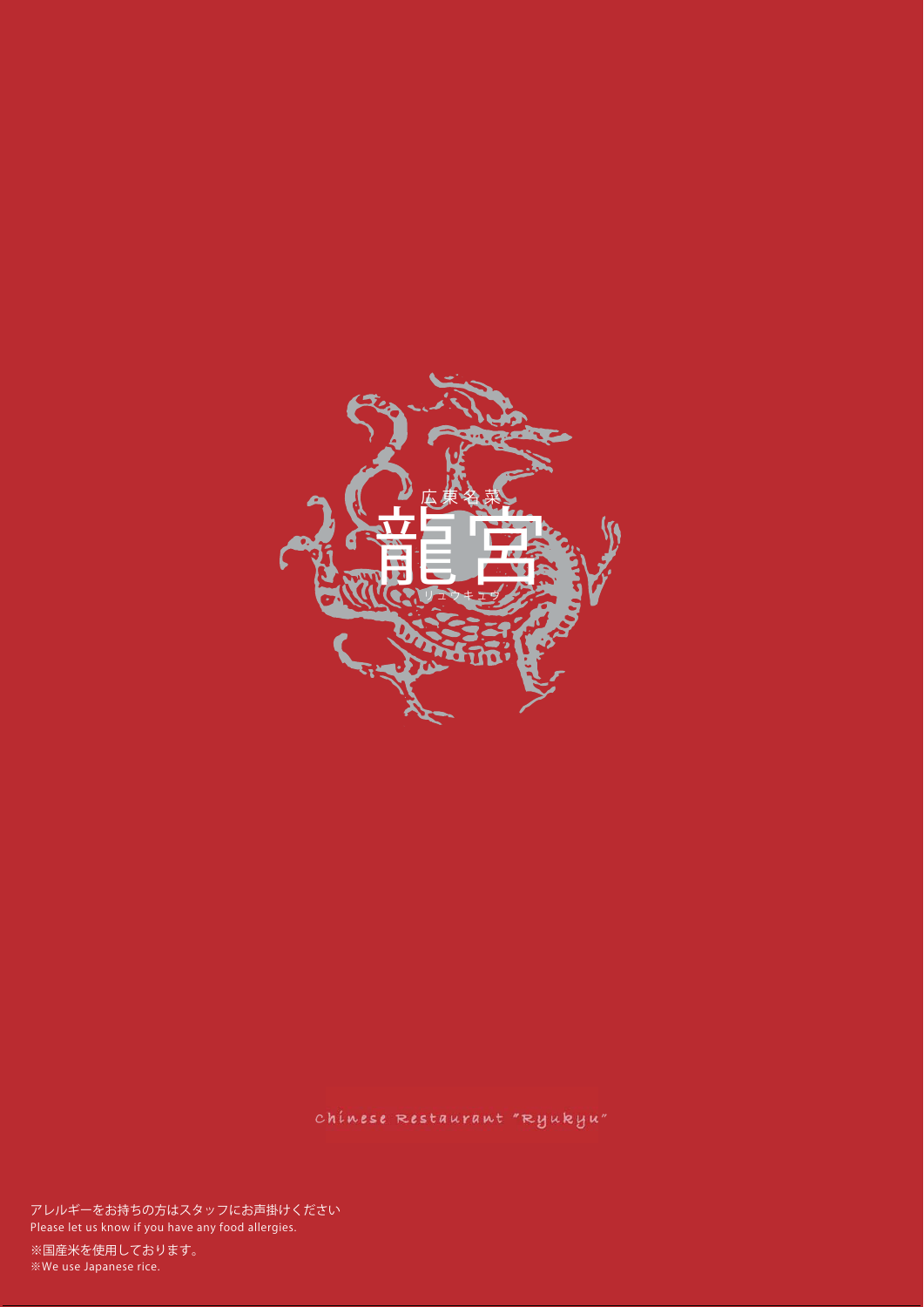広東名菜

# 龍宮

リュウキュウ

Chinese Restaurant "Ryukyu"

アレルギーをお持ちの方はスタッフにお声掛けください
Please let us know if you have any food allergies.

※国産米を使用しております。
※We use Japanese rice.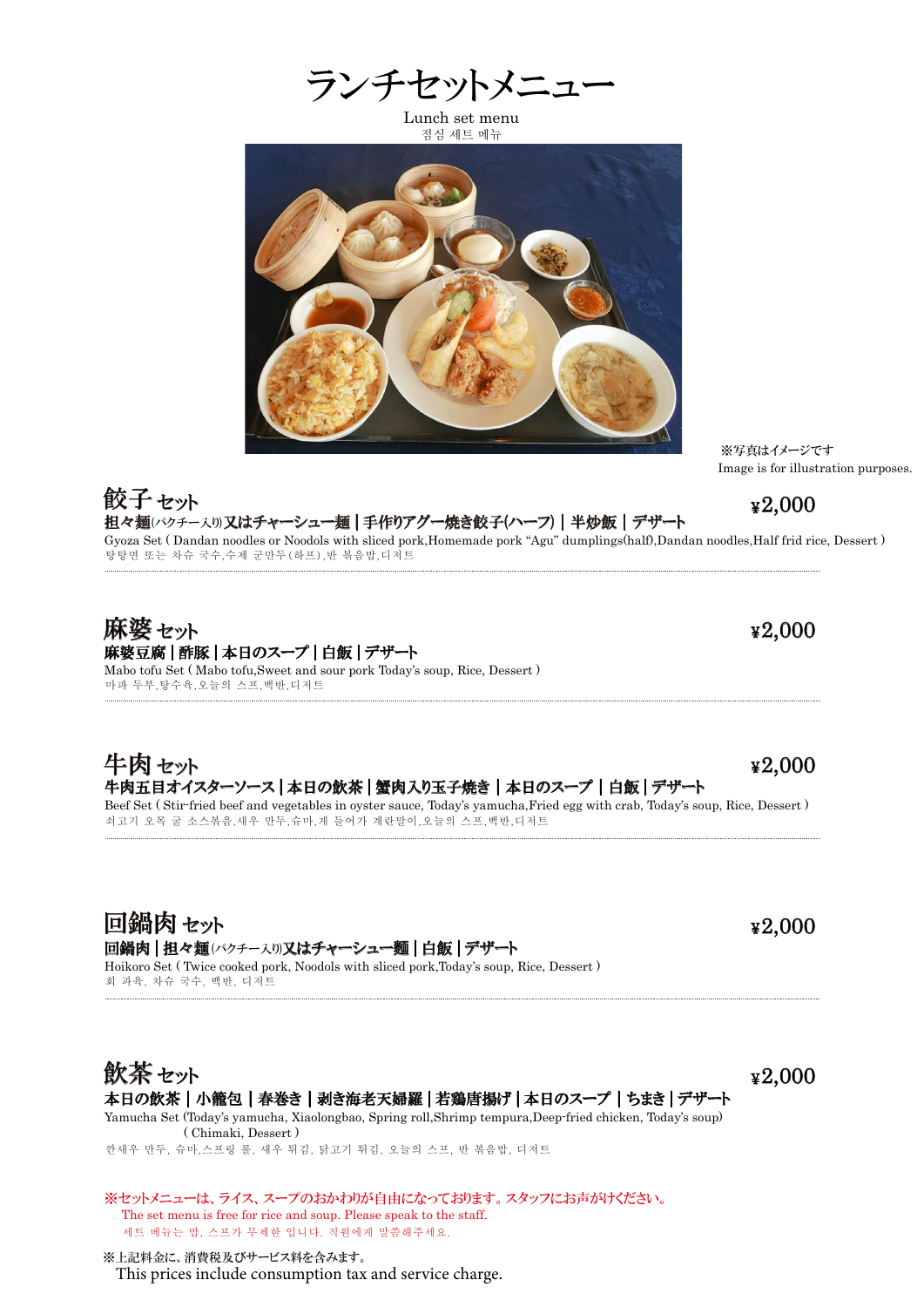# ランチセットメニュー

Lunch set menu

점심 세트 메뉴

※写真はイメージです
Image is for illustration purposes.

## 餃子 セット

¥2,000

**担々麺(パクチー入り)又はチャーシュー麺 | 手作りアグー焼き餃子(ハーフ) | 半炒飯 | デザート**

Gyoza Set ( Dandan noodles or Noodols with sliced pork,Homemade pork “Agu” dumplings(half),Dandan noodles,Half frid rice, Dessert )

탕탕면 또는 차슈 국수,수제 군만두(하프),반 볶음밥,디저트

## 麻婆 セット

¥2,000

**麻婆豆腐 | 酢豚 | 本日のスープ | 白飯 | デザート**

Mabo tofu Set ( Mabo tofu,Sweet and sour pork Today’s soup, Rice, Dessert )

마파 두부,탕수육,오늘의 스프,백반,디저트

## 牛肉 セット

¥2,000

**牛肉五目オイスターソース | 本日の飲茶 | 蟹肉入り玉子焼き | 本日のスープ | 白飯 | デザート**

Beef Set ( Stir-fried beef and vegetables in oyster sauce, Today’s yamucha,Fried egg with crab, Today’s soup, Rice, Dessert )

쇠고기 오목 굴 소스볶음,새우 만두,슈마,게 들어가 계란말이,오늘의 스프,백반,디저트

## 回鍋肉 セット

¥2,000

**回鍋肉 | 担々麺(パクチー入り)又はチャーシュー麺 | 白飯 | デザート**

Hoikoro Set ( Twice cooked pork, Noodols with sliced pork,Today’s soup, Rice, Dessert )

회 과육, 차슈 국수, 백반, 디저트

## 飲茶 セット

¥2,000

**本日の飲茶 | 小籠包 | 春巻き | 剥き海老天婦羅 | 若鶏唐揚げ | 本日のスープ | ちまき | デザート**

Yamucha Set (Today’s yamucha, Xiaolongbao, Spring roll,Shrimp tempura,Deep-fried chicken, Today’s soup)
( Chimaki, Dessert )

깐새우 만두, 슈마,스프링 롤, 새우 튀김, 닭고기 튀김, 오늘의 스프, 반 볶음밥, 디저트

※セットメニューは、ライス、スープのおかわりが自由になっております。スタッフにお声がけください。
The set menu is free for rice and soup. Please speak to the staff.
세트 메뉴는 밥, 스프가 무제한 입니다. 직원에게 말씀해주세요.

※上記料金に、消費税及びサービス料を含みます。
This prices include consumption tax and service charge.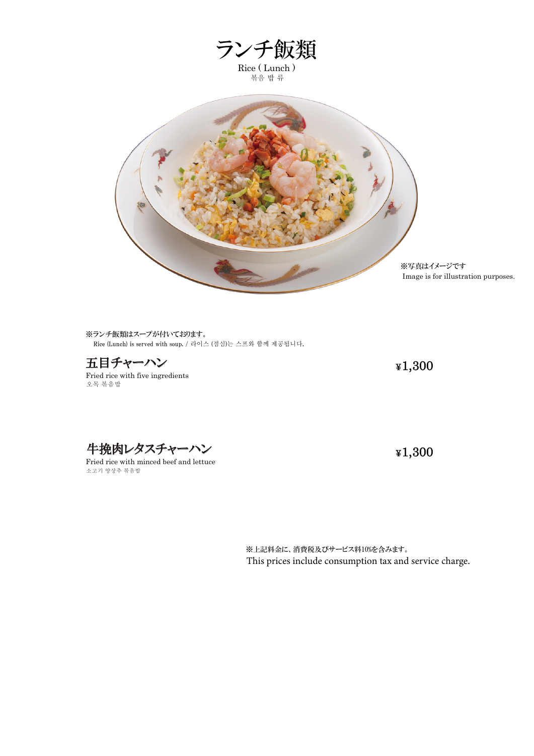# ランチ飯類

Rice ( Lunch )
볶음 밥 류

※写真はイメージです
Image is for illustration purposes.

※ランチ飯類はスープが付いております。
Rice (Lunch) is served with soup. / 라이스 (점심)는 스프와 함께 제공됩니다.

## 五目チャーハン

Fried rice with five ingredients
오목 볶음밥

¥1,300

## 牛挽肉レタスチャーハン

Fried rice with minced beef and lettuce
소고기 양상추 볶음밥

¥1,300

※上記料金に、消費税及びサービス料10%を含みます。
This prices include consumption tax and service charge.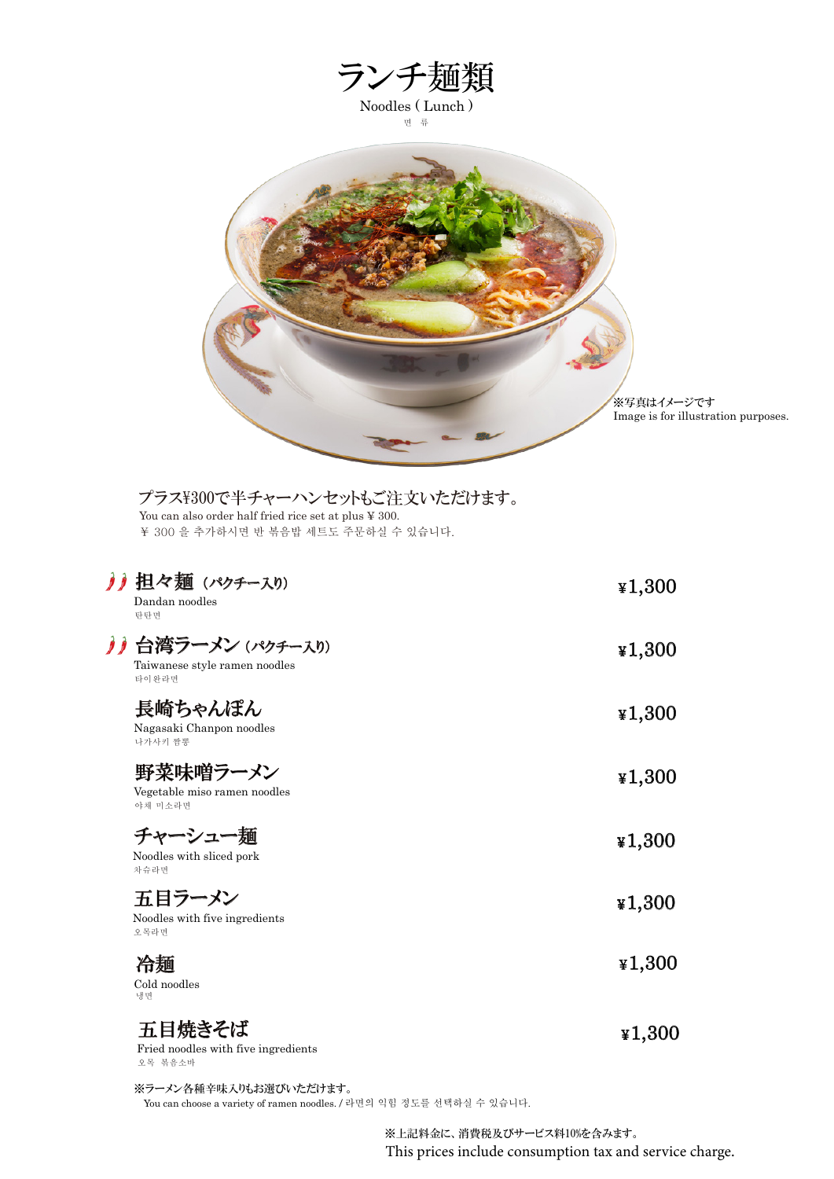# ランチ麺類

Noodles ( Lunch )

면 류

※写真はイメージです
Image is for illustration purposes.

プラス¥300で半チャーハンセットもご注文いただけます。
You can also order half fried rice set at plus ¥ 300.
¥ 300 을 추가하시면 반 볶음밥 세트도 주문하실 수 있습니다.

| Menu | Price |
|---|---|
| 🌶🌶 **担々麺（パクチー入り）**<br>Dandan noodles<br>탄탄면 | ¥1,300 |
| 🌶🌶 **台湾ラーメン（パクチー入り）**<br>Taiwanese style ramen noodles<br>타이완라면 | ¥1,300 |
| **長崎ちゃんぽん**<br>Nagasaki Chanpon noodles<br>나가사키 짬뽕 | ¥1,300 |
| **野菜味噌ラーメン**<br>Vegetable miso ramen noodles<br>야채 미소라면 | ¥1,300 |
| **チャーシュー麺**<br>Noodles with sliced pork<br>차슈라면 | ¥1,300 |
| **五目ラーメン**<br>Noodles with five ingredients<br>오목라면 | ¥1,300 |
| **冷麺**<br>Cold noodles<br>냉면 | ¥1,300 |
| **五目焼きそば**<br>Fried noodles with five ingredients<br>오목 볶음소바 | ¥1,300 |

※ラーメン各種辛味入りもお選びいただけます。
You can choose a variety of ramen noodles. / 라면의 익힘 정도를 선택하실 수 있습니다.

※上記料金に、消費税及びサービス料10%を含みます。
This prices include consumption tax and service charge.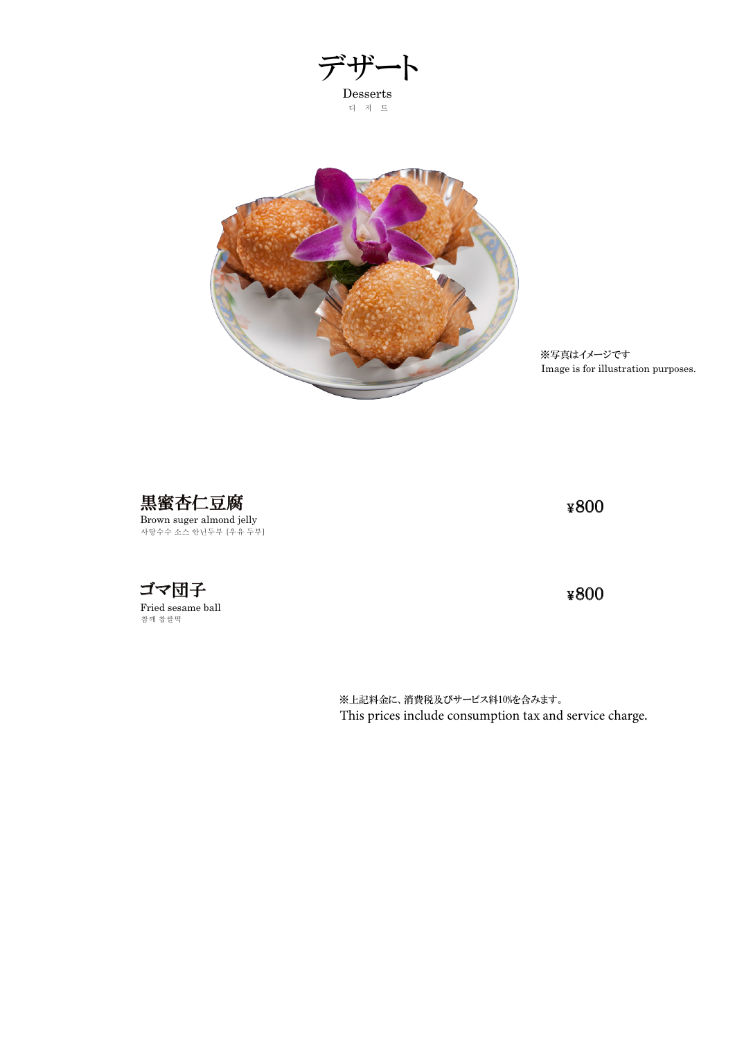# デザート

Desserts

디 저 트

※写真はイメージです
Image is for illustration purposes.

**黒蜜杏仁豆腐** ¥800
Brown suger almond jelly
사탕수수 소스 안닌두부 [우유 두부]

**ゴマ団子** ¥800
Fried sesame ball
참깨 찹쌀떡

※上記料金に、消費税及びサービス料10%を含みます。
This prices include consumption tax and service charge.